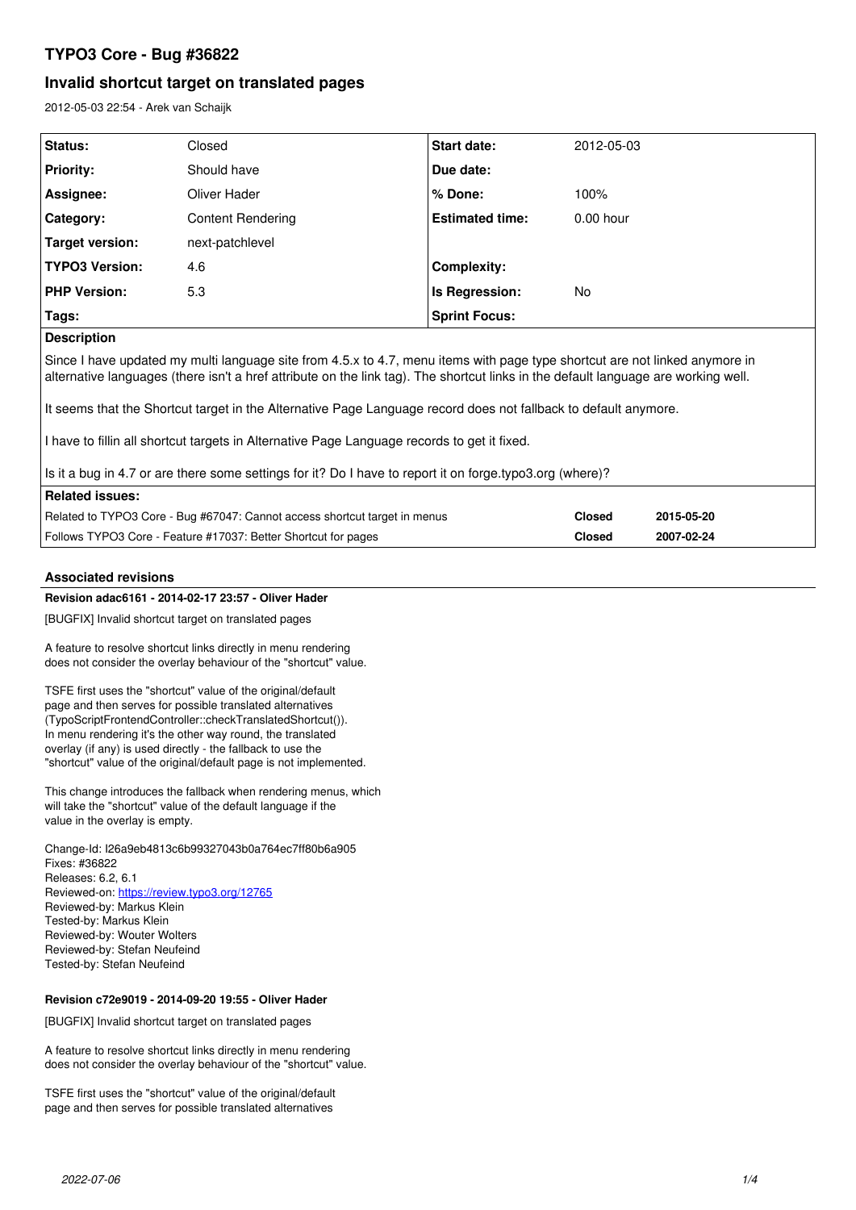# TYPO3 Core - Bug #36822

## Invalid shortcut target on translated pages

2012-05-03 22:54 - Arek van Schaijk

| | | | |
|---|---|---|---|
| **Status:** | Closed | **Start date:** | 2012-05-03 |
| **Priority:** | Should have | **Due date:** | |
| **Assignee:** | Oliver Hader | **% Done:** | 100% |
| **Category:** | Content Rendering | **Estimated time:** | 0.00 hour |
| **Target version:** | next-patchlevel | | |
| **TYPO3 Version:** | 4.6 | **Complexity:** | |
| **PHP Version:** | 5.3 | **Is Regression:** | No |
| **Tags:** | | **Sprint Focus:** | |

**Description**

Since I have updated my multi language site from 4.5.x to 4.7, menu items with page type shortcut are not linked anymore in alternative languages (there isn't a href attribute on the link tag). The shortcut links in the default language are working well.

It seems that the Shortcut target in the Alternative Page Language record does not fallback to default anymore.

I have to fillin all shortcut targets in Alternative Page Language records to get it fixed.

Is it a bug in 4.7 or are there some settings for it? Do I have to report it on forge.typo3.org (where)?

**Related issues:**

| | | |
|---|---|---|
| Related to TYPO3 Core - Bug #67047: Cannot access shortcut target in menus | Closed | 2015-05-20 |
| Follows TYPO3 Core - Feature #17037: Better Shortcut for pages | Closed | 2007-02-24 |

### Associated revisions

**Revision adac6161 - 2014-02-17 23:57 - Oliver Hader**

[BUGFIX] Invalid shortcut target on translated pages

A feature to resolve shortcut links directly in menu rendering
does not consider the overlay behaviour of the "shortcut" value.

TSFE first uses the "shortcut" value of the original/default
page and then serves for possible translated alternatives
(TypoScriptFrontendController::checkTranslatedShortcut()).
In menu rendering it's the other way round, the translated
overlay (if any) is used directly - the fallback to use the
"shortcut" value of the original/default page is not implemented.

This change introduces the fallback when rendering menus, which
will take the "shortcut" value of the default language if the
value in the overlay is empty.

Change-Id: I26a9eb4813c6b99327043b0a764ec7ff80b6a905
Fixes: #36822
Releases: 6.2, 6.1
Reviewed-on: https://review.typo3.org/12765
Reviewed-by: Markus Klein
Tested-by: Markus Klein
Reviewed-by: Wouter Wolters
Reviewed-by: Stefan Neufeind
Tested-by: Stefan Neufeind

**Revision c72e9019 - 2014-09-20 19:55 - Oliver Hader**

[BUGFIX] Invalid shortcut target on translated pages

A feature to resolve shortcut links directly in menu rendering
does not consider the overlay behaviour of the "shortcut" value.

TSFE first uses the "shortcut" value of the original/default
page and then serves for possible translated alternatives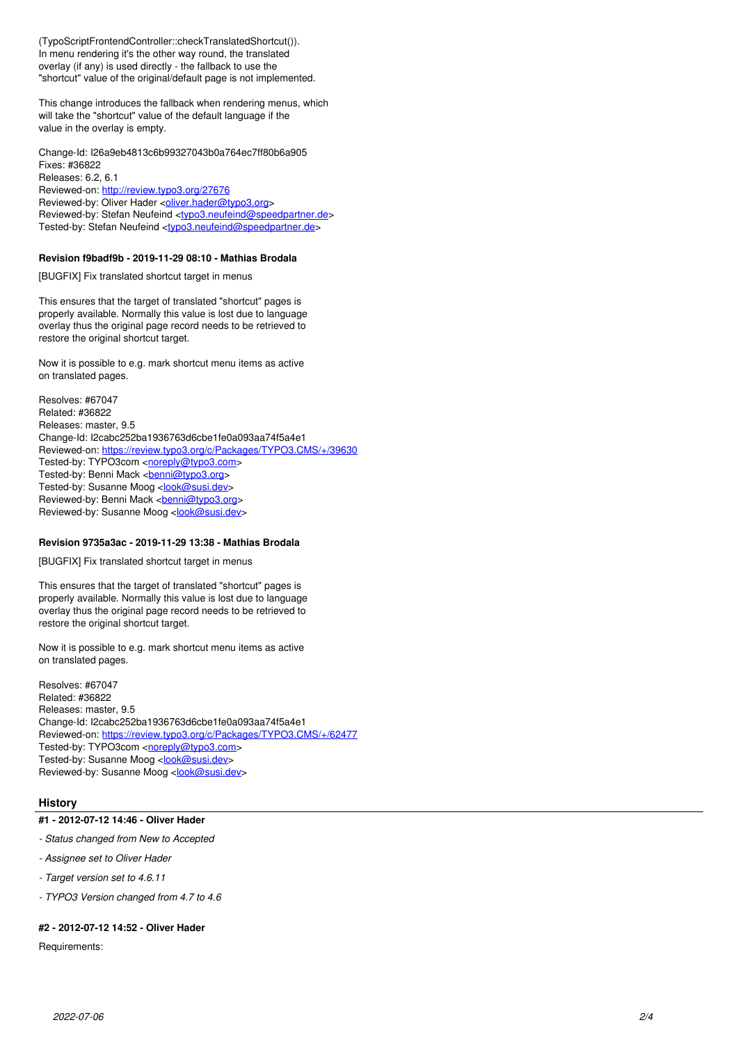(TypoScriptFrontendController::checkTranslatedShortcut()).
In menu rendering it's the other way round, the translated overlay (if any) is used directly - the fallback to use the "shortcut" value of the original/default page is not implemented.

This change introduces the fallback when rendering menus, which will take the "shortcut" value of the default language if the value in the overlay is empty.

Change-Id: I26a9eb4813c6b99327043b0a764ec7ff80b6a905
Fixes: #36822
Releases: 6.2, 6.1
Reviewed-on: http://review.typo3.org/27676
Reviewed-by: Oliver Hader <oliver.hader@typo3.org>
Reviewed-by: Stefan Neufeind <typo3.neufeind@speedpartner.de>
Tested-by: Stefan Neufeind <typo3.neufeind@speedpartner.de>

#### Revision f9badf9b - 2019-11-29 08:10 - Mathias Brodala

[BUGFIX] Fix translated shortcut target in menus

This ensures that the target of translated "shortcut" pages is properly available. Normally this value is lost due to language overlay thus the original page record needs to be retrieved to restore the original shortcut target.

Now it is possible to e.g. mark shortcut menu items as active on translated pages.

Resolves: #67047
Related: #36822
Releases: master, 9.5
Change-Id: I2cabc252ba1936763d6cbe1fe0a093aa74f5a4e1
Reviewed-on: https://review.typo3.org/c/Packages/TYPO3.CMS/+/39630
Tested-by: TYPO3com <noreply@typo3.com>
Tested-by: Benni Mack <benni@typo3.org>
Tested-by: Susanne Moog <look@susi.dev>
Reviewed-by: Benni Mack <benni@typo3.org>
Reviewed-by: Susanne Moog <look@susi.dev>

#### Revision 9735a3ac - 2019-11-29 13:38 - Mathias Brodala

[BUGFIX] Fix translated shortcut target in menus

This ensures that the target of translated "shortcut" pages is properly available. Normally this value is lost due to language overlay thus the original page record needs to be retrieved to restore the original shortcut target.

Now it is possible to e.g. mark shortcut menu items as active on translated pages.

Resolves: #67047
Related: #36822
Releases: master, 9.5
Change-Id: I2cabc252ba1936763d6cbe1fe0a093aa74f5a4e1
Reviewed-on: https://review.typo3.org/c/Packages/TYPO3.CMS/+/62477
Tested-by: TYPO3com <noreply@typo3.com>
Tested-by: Susanne Moog <look@susi.dev>
Reviewed-by: Susanne Moog <look@susi.dev>

### History

#### #1 - 2012-07-12 14:46 - Oliver Hader

- *Status changed from New to Accepted*
- *Assignee set to Oliver Hader*
- *Target version set to 4.6.11*
- *TYPO3 Version changed from 4.7 to 4.6*

#### #2 - 2012-07-12 14:52 - Oliver Hader

Requirements: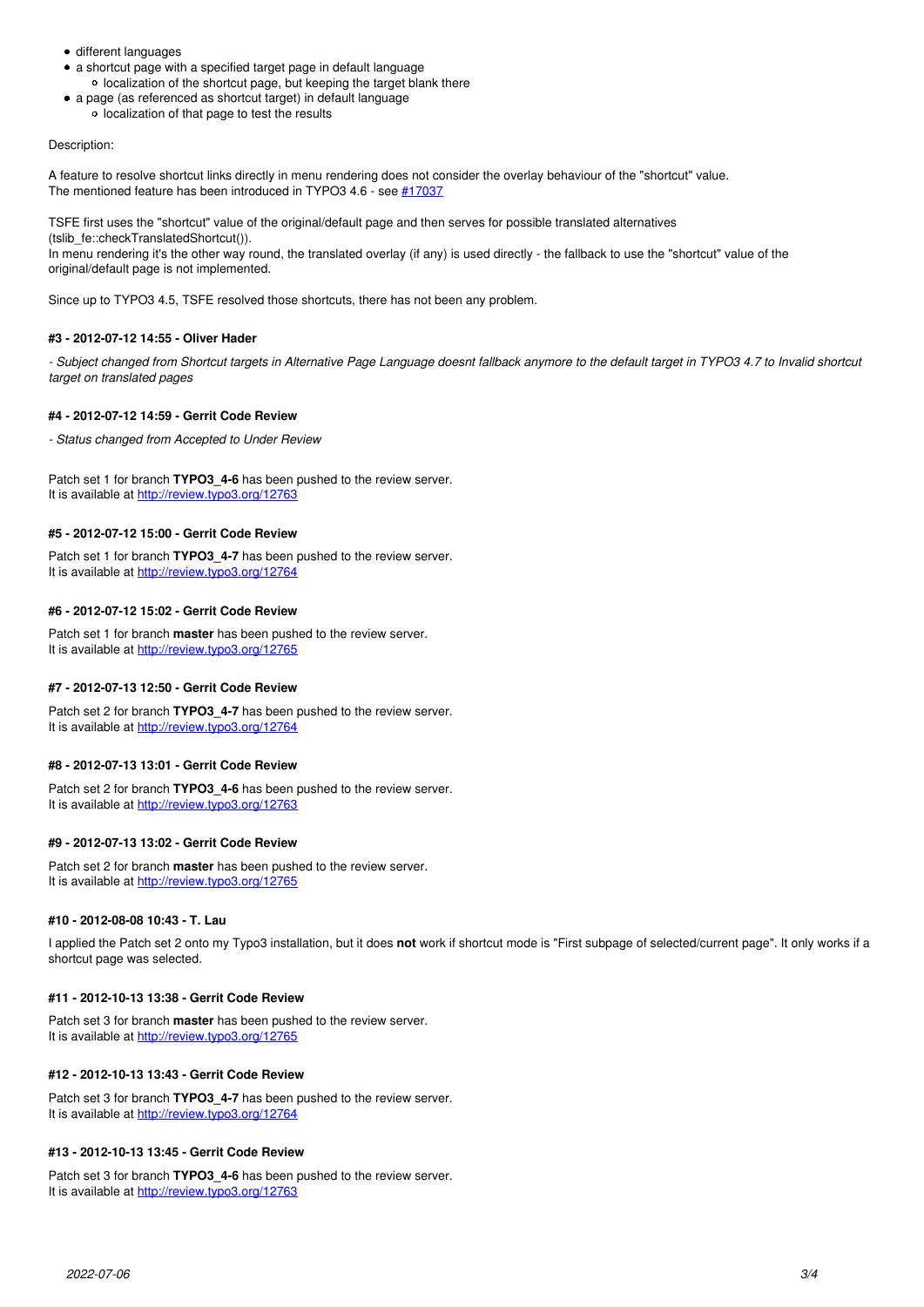- different languages
- a shortcut page with a specified target page in default language
  - localization of the shortcut page, but keeping the target blank there
- a page (as referenced as shortcut target) in default language
  - localization of that page to test the results

Description:

A feature to resolve shortcut links directly in menu rendering does not consider the overlay behaviour of the "shortcut" value.
The mentioned feature has been introduced in TYPO3 4.6 - see [#17037](#17037)

TSFE first uses the "shortcut" value of the original/default page and then serves for possible translated alternatives (tslib_fe::checkTranslatedShortcut()).
In menu rendering it's the other way round, the translated overlay (if any) is used directly - the fallback to use the "shortcut" value of the original/default page is not implemented.

Since up to TYPO3 4.5, TSFE resolved those shortcuts, there has not been any problem.

#### #3 - 2012-07-12 14:55 - Oliver Hader

*- Subject changed from Shortcut targets in Alternative Page Language doesnt fallback anymore to the default target in TYPO3 4.7 to Invalid shortcut target on translated pages*

#### #4 - 2012-07-12 14:59 - Gerrit Code Review

*- Status changed from Accepted to Under Review*

Patch set 1 for branch **TYPO3_4-6** has been pushed to the review server.
It is available at http://review.typo3.org/12763

#### #5 - 2012-07-12 15:00 - Gerrit Code Review

Patch set 1 for branch **TYPO3_4-7** has been pushed to the review server.
It is available at http://review.typo3.org/12764

#### #6 - 2012-07-12 15:02 - Gerrit Code Review

Patch set 1 for branch **master** has been pushed to the review server.
It is available at http://review.typo3.org/12765

#### #7 - 2012-07-13 12:50 - Gerrit Code Review

Patch set 2 for branch **TYPO3_4-7** has been pushed to the review server.
It is available at http://review.typo3.org/12764

#### #8 - 2012-07-13 13:01 - Gerrit Code Review

Patch set 2 for branch **TYPO3_4-6** has been pushed to the review server.
It is available at http://review.typo3.org/12763

#### #9 - 2012-07-13 13:02 - Gerrit Code Review

Patch set 2 for branch **master** has been pushed to the review server.
It is available at http://review.typo3.org/12765

#### #10 - 2012-08-08 10:43 - T. Lau

I applied the Patch set 2 onto my Typo3 installation, but it does **not** work if shortcut mode is "First subpage of selected/current page". It only works if a shortcut page was selected.

#### #11 - 2012-10-13 13:38 - Gerrit Code Review

Patch set 3 for branch **master** has been pushed to the review server.
It is available at http://review.typo3.org/12765

#### #12 - 2012-10-13 13:43 - Gerrit Code Review

Patch set 3 for branch **TYPO3_4-7** has been pushed to the review server.
It is available at http://review.typo3.org/12764

#### #13 - 2012-10-13 13:45 - Gerrit Code Review

Patch set 3 for branch **TYPO3_4-6** has been pushed to the review server.
It is available at http://review.typo3.org/12763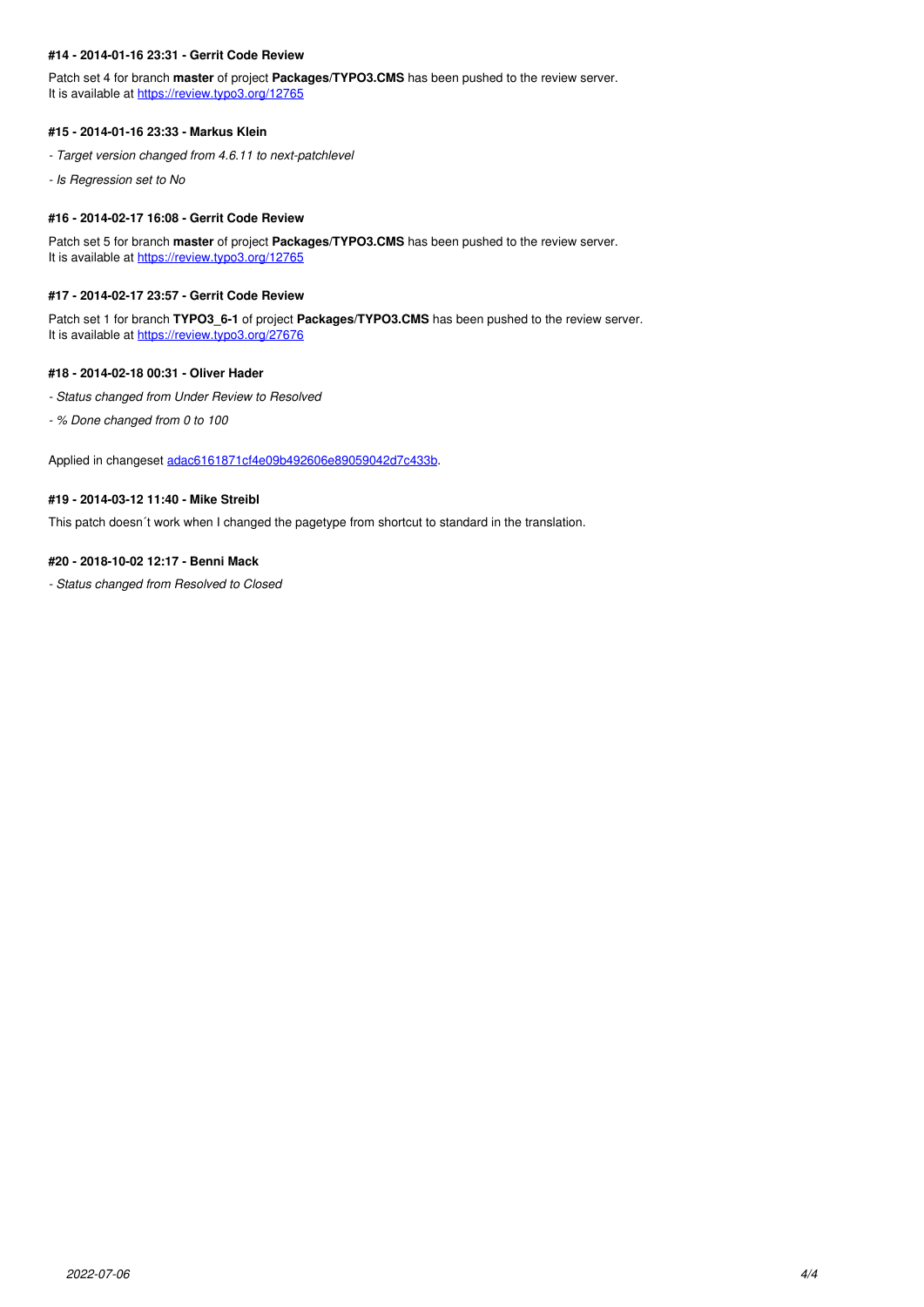#### #14 - 2014-01-16 23:31 - Gerrit Code Review

Patch set 4 for branch **master** of project **Packages/TYPO3.CMS** has been pushed to the review server.
It is available at https://review.typo3.org/12765

#### #15 - 2014-01-16 23:33 - Markus Klein

*- Target version changed from 4.6.11 to next-patchlevel*

*- Is Regression set to No*

#### #16 - 2014-02-17 16:08 - Gerrit Code Review

Patch set 5 for branch **master** of project **Packages/TYPO3.CMS** has been pushed to the review server.
It is available at https://review.typo3.org/12765

#### #17 - 2014-02-17 23:57 - Gerrit Code Review

Patch set 1 for branch **TYPO3_6-1** of project **Packages/TYPO3.CMS** has been pushed to the review server.
It is available at https://review.typo3.org/27676

#### #18 - 2014-02-18 00:31 - Oliver Hader

*- Status changed from Under Review to Resolved*

*- % Done changed from 0 to 100*

Applied in changeset adac6161871cf4e09b492606e89059042d7c433b.

#### #19 - 2014-03-12 11:40 - Mike Streibl

This patch doesn´t work when I changed the pagetype from shortcut to standard in the translation.

#### #20 - 2018-10-02 12:17 - Benni Mack

*- Status changed from Resolved to Closed*